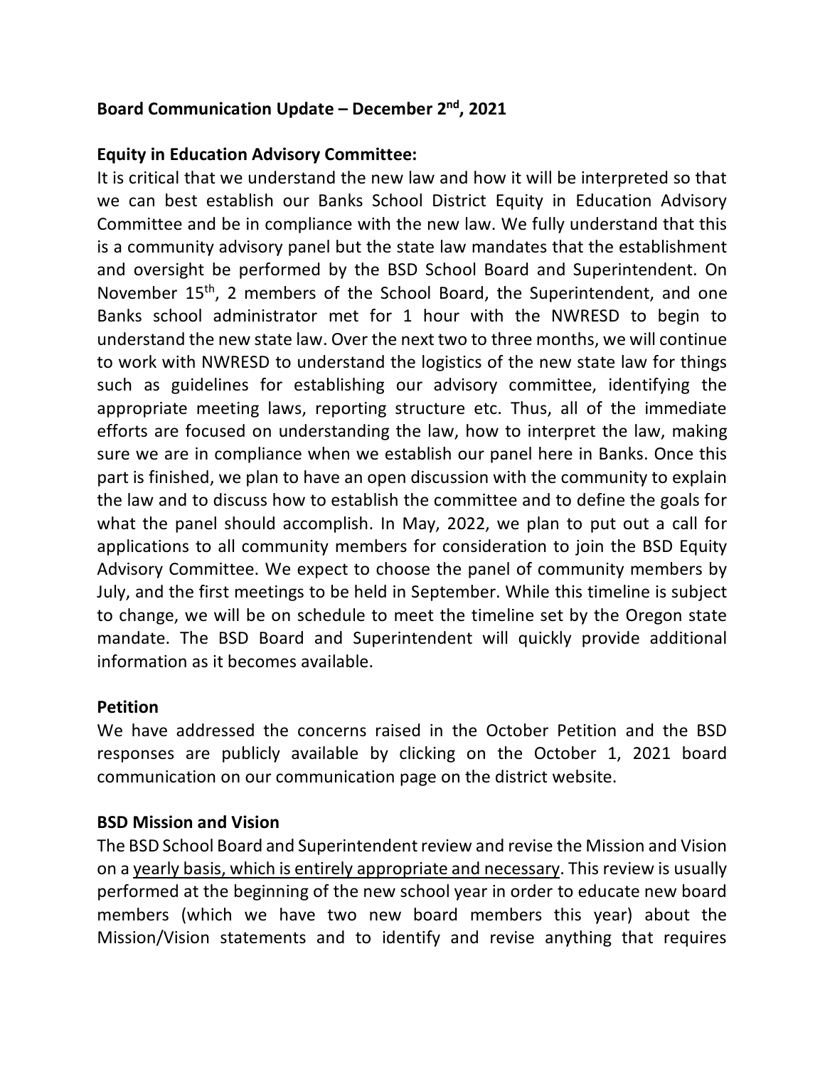# Board Communication Update – December 2nd, 2021

## Equity in Education Advisory Committee:

It is critical that we understand the new law and how it will be interpreted so that we can best establish our Banks School District Equity in Education Advisory Committee and be in compliance with the new law. We fully understand that this is a community advisory panel but the state law mandates that the establishment and oversight be performed by the BSD School Board and Superintendent. On November 15th, 2 members of the School Board, the Superintendent, and one Banks school administrator met for 1 hour with the NWRESD to begin to understand the new state law. Over the next two to three months, we will continue to work with NWRESD to understand the logistics of the new state law for things such as guidelines for establishing our advisory committee, identifying the appropriate meeting laws, reporting structure etc. Thus, all of the immediate efforts are focused on understanding the law, how to interpret the law, making sure we are in compliance when we establish our panel here in Banks. Once this part is finished, we plan to have an open discussion with the community to explain the law and to discuss how to establish the committee and to define the goals for what the panel should accomplish. In May, 2022, we plan to put out a call for applications to all community members for consideration to join the BSD Equity Advisory Committee. We expect to choose the panel of community members by July, and the first meetings to be held in September. While this timeline is subject to change, we will be on schedule to meet the timeline set by the Oregon state mandate. The BSD Board and Superintendent will quickly provide additional information as it becomes available.

## Petition

We have addressed the concerns raised in the October Petition and the BSD responses are publicly available by clicking on the October 1, 2021 board communication on our communication page on the district website.

## BSD Mission and Vision

The BSD School Board and Superintendent review and revise the Mission and Vision on a <u>yearly basis, which is entirely appropriate and necessary</u>. This review is usually performed at the beginning of the new school year in order to educate new board members (which we have two new board members this year) about the Mission/Vision statements and to identify and revise anything that requires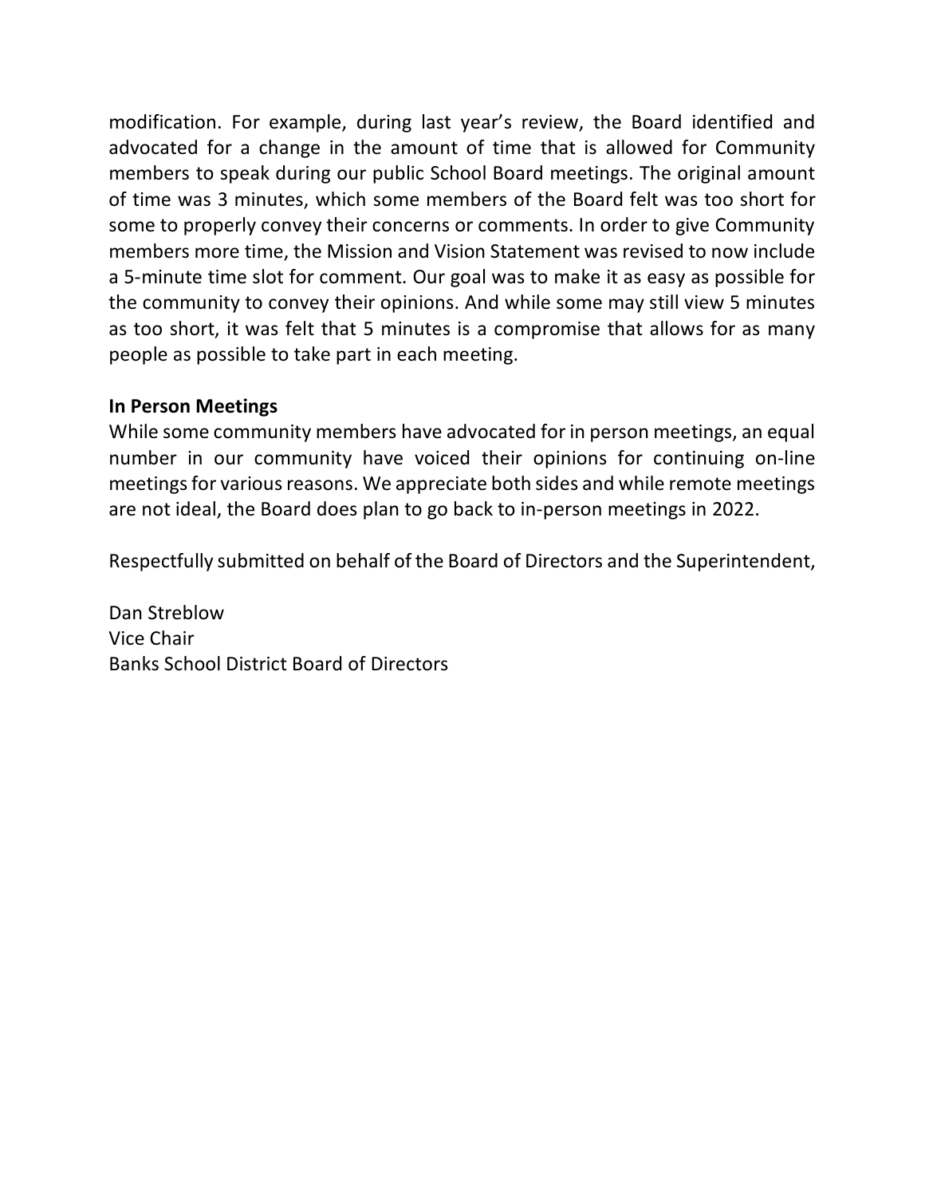modification. For example, during last year's review, the Board identified and advocated for a change in the amount of time that is allowed for Community members to speak during our public School Board meetings. The original amount of time was 3 minutes, which some members of the Board felt was too short for some to properly convey their concerns or comments. In order to give Community members more time, the Mission and Vision Statement was revised to now include a 5-minute time slot for comment. Our goal was to make it as easy as possible for the community to convey their opinions. And while some may still view 5 minutes as too short, it was felt that 5 minutes is a compromise that allows for as many people as possible to take part in each meeting.

**In Person Meetings**

While some community members have advocated for in person meetings, an equal number in our community have voiced their opinions for continuing on-line meetings for various reasons. We appreciate both sides and while remote meetings are not ideal, the Board does plan to go back to in-person meetings in 2022.

Respectfully submitted on behalf of the Board of Directors and the Superintendent,

Dan Streblow
Vice Chair
Banks School District Board of Directors